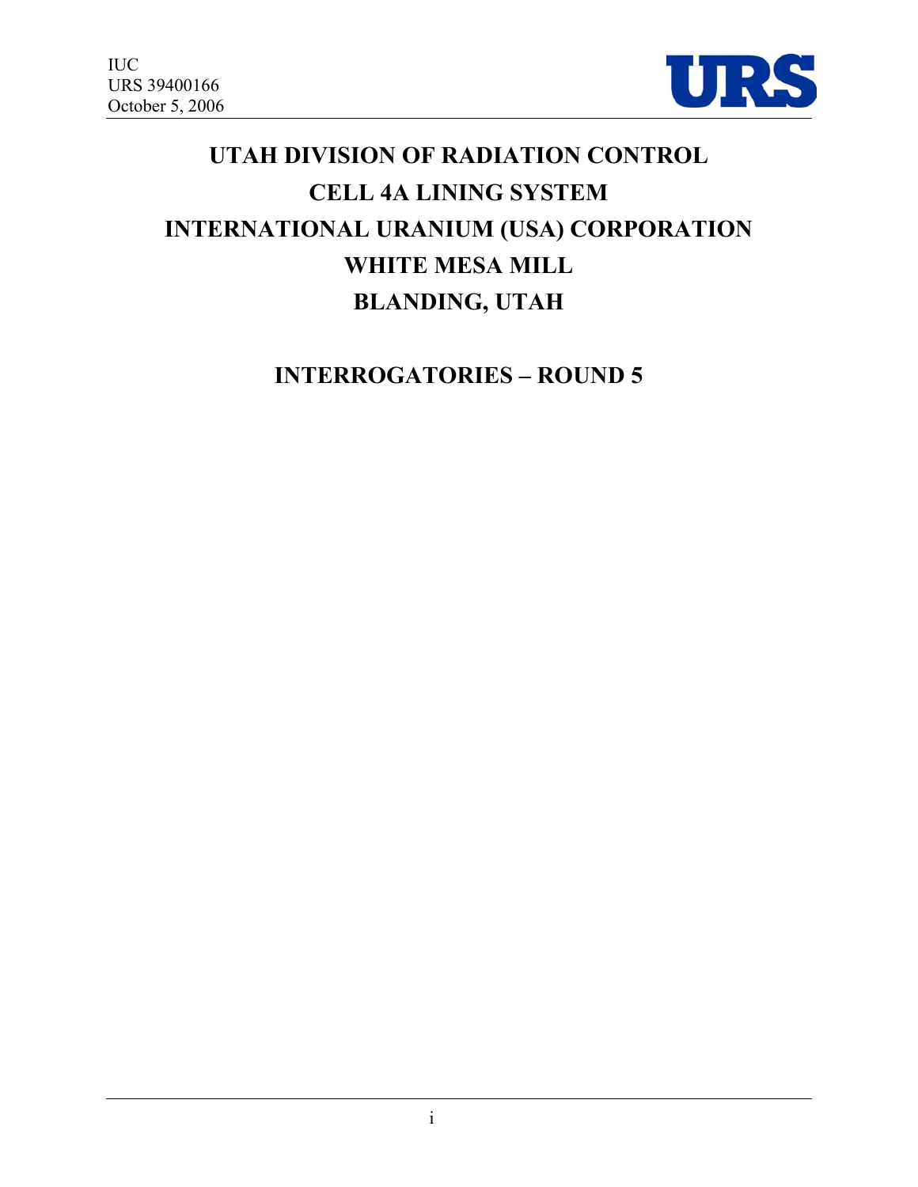IUC
URS 39400166
October 5, 2006

# UTAH DIVISION OF RADIATION CONTROL
# CELL 4A LINING SYSTEM
# INTERNATIONAL URANIUM (USA) CORPORATION
# WHITE MESA MILL
# BLANDING, UTAH

## INTERROGATORIES – ROUND 5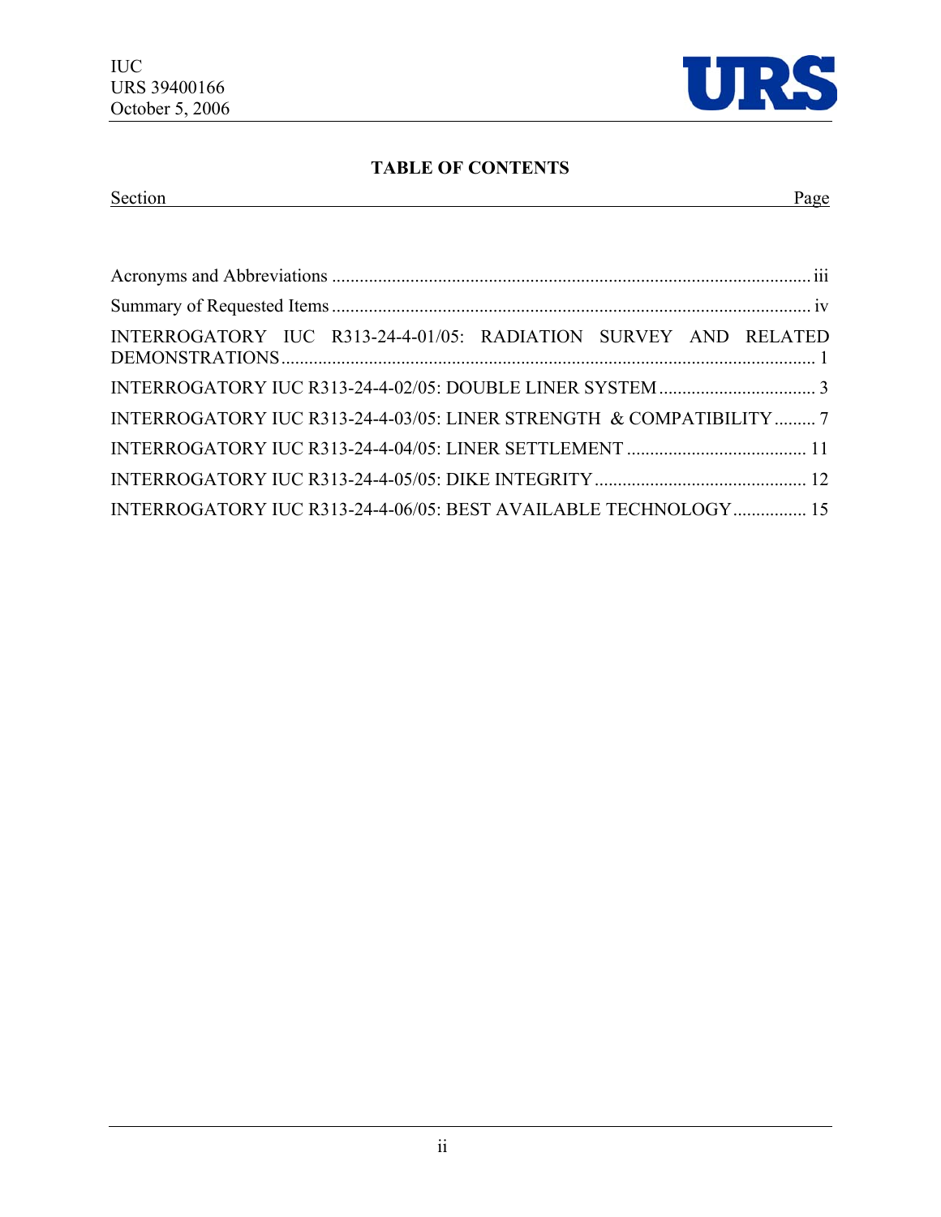## TABLE OF CONTENTS

| Section | Page |
|---|---|
| Acronyms and Abbreviations | iii |
| Summary of Requested Items | iv |
| INTERROGATORY IUC R313-24-4-01/05: RADIATION SURVEY AND RELATED DEMONSTRATIONS | 1 |
| INTERROGATORY IUC R313-24-4-02/05: DOUBLE LINER SYSTEM | 3 |
| INTERROGATORY IUC R313-24-4-03/05: LINER STRENGTH & COMPATIBILITY | 7 |
| INTERROGATORY IUC R313-24-4-04/05: LINER SETTLEMENT | 11 |
| INTERROGATORY IUC R313-24-4-05/05: DIKE INTEGRITY | 12 |
| INTERROGATORY IUC R313-24-4-06/05: BEST AVAILABLE TECHNOLOGY | 15 |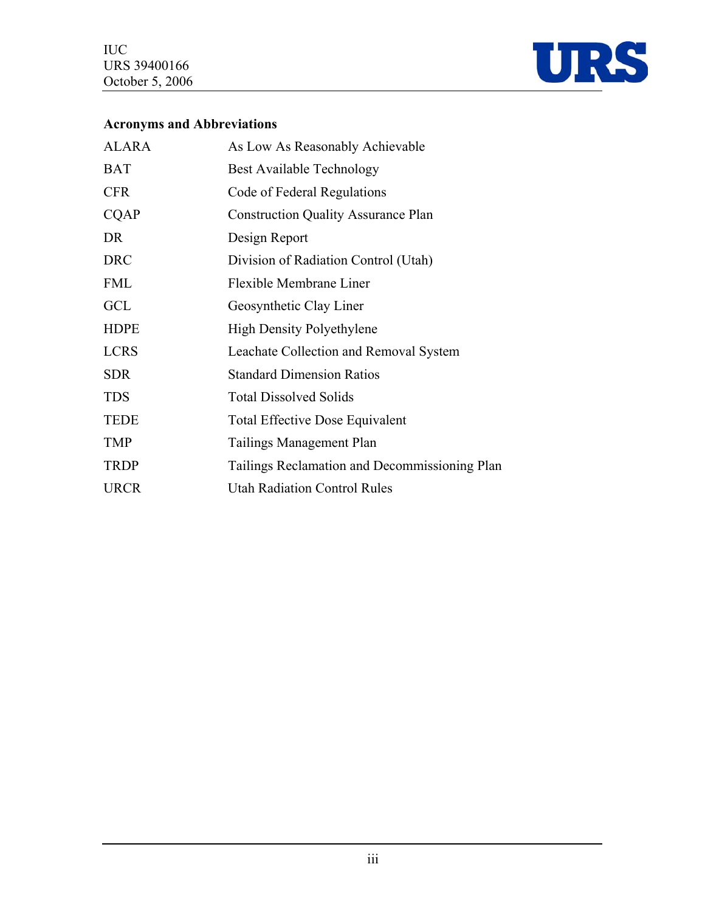## Acronyms and Abbreviations

| | |
|---|---|
| ALARA | As Low As Reasonably Achievable |
| BAT | Best Available Technology |
| CFR | Code of Federal Regulations |
| CQAP | Construction Quality Assurance Plan |
| DR | Design Report |
| DRC | Division of Radiation Control (Utah) |
| FML | Flexible Membrane Liner |
| GCL | Geosynthetic Clay Liner |
| HDPE | High Density Polyethylene |
| LCRS | Leachate Collection and Removal System |
| SDR | Standard Dimension Ratios |
| TDS | Total Dissolved Solids |
| TEDE | Total Effective Dose Equivalent |
| TMP | Tailings Management Plan |
| TRDP | Tailings Reclamation and Decommissioning Plan |
| URCR | Utah Radiation Control Rules |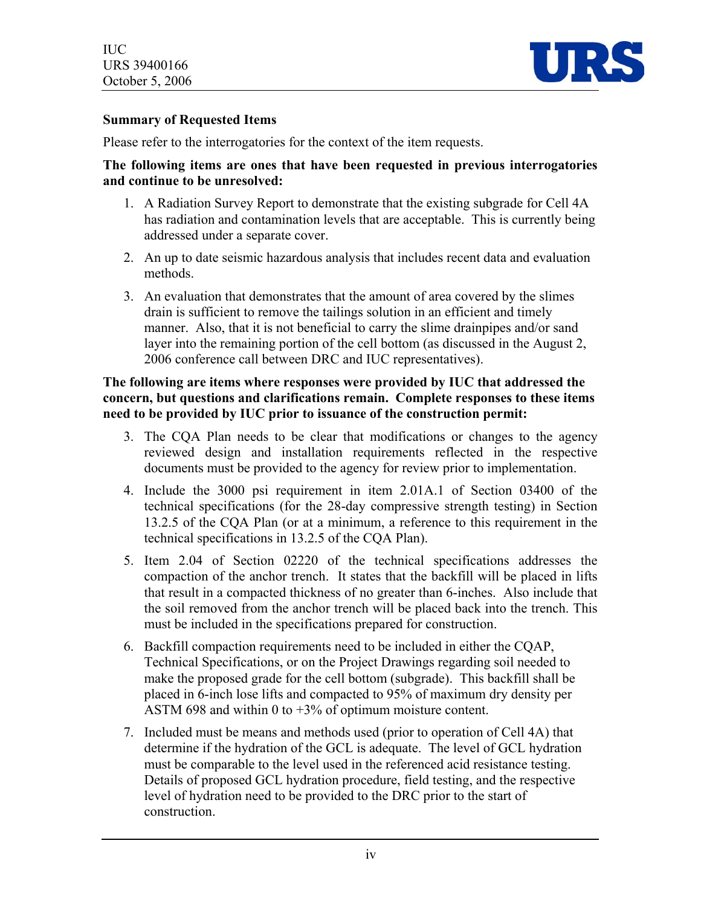**Summary of Requested Items**

Please refer to the interrogatories for the context of the item requests.

**The following items are ones that have been requested in previous interrogatories and continue to be unresolved:**

1. A Radiation Survey Report to demonstrate that the existing subgrade for Cell 4A has radiation and contamination levels that are acceptable. This is currently being addressed under a separate cover.
2. An up to date seismic hazardous analysis that includes recent data and evaluation methods.
3. An evaluation that demonstrates that the amount of area covered by the slimes drain is sufficient to remove the tailings solution in an efficient and timely manner. Also, that it is not beneficial to carry the slime drainpipes and/or sand layer into the remaining portion of the cell bottom (as discussed in the August 2, 2006 conference call between DRC and IUC representatives).

**The following are items where responses were provided by IUC that addressed the concern, but questions and clarifications remain. Complete responses to these items need to be provided by IUC prior to issuance of the construction permit:**

3. The CQA Plan needs to be clear that modifications or changes to the agency reviewed design and installation requirements reflected in the respective documents must be provided to the agency for review prior to implementation.
4. Include the 3000 psi requirement in item 2.01A.1 of Section 03400 of the technical specifications (for the 28-day compressive strength testing) in Section 13.2.5 of the CQA Plan (or at a minimum, a reference to this requirement in the technical specifications in 13.2.5 of the CQA Plan).
5. Item 2.04 of Section 02220 of the technical specifications addresses the compaction of the anchor trench. It states that the backfill will be placed in lifts that result in a compacted thickness of no greater than 6-inches. Also include that the soil removed from the anchor trench will be placed back into the trench. This must be included in the specifications prepared for construction.
6. Backfill compaction requirements need to be included in either the CQAP, Technical Specifications, or on the Project Drawings regarding soil needed to make the proposed grade for the cell bottom (subgrade). This backfill shall be placed in 6-inch lose lifts and compacted to 95% of maximum dry density per ASTM 698 and within 0 to +3% of optimum moisture content.
7. Included must be means and methods used (prior to operation of Cell 4A) that determine if the hydration of the GCL is adequate. The level of GCL hydration must be comparable to the level used in the referenced acid resistance testing. Details of proposed GCL hydration procedure, field testing, and the respective level of hydration need to be provided to the DRC prior to the start of construction.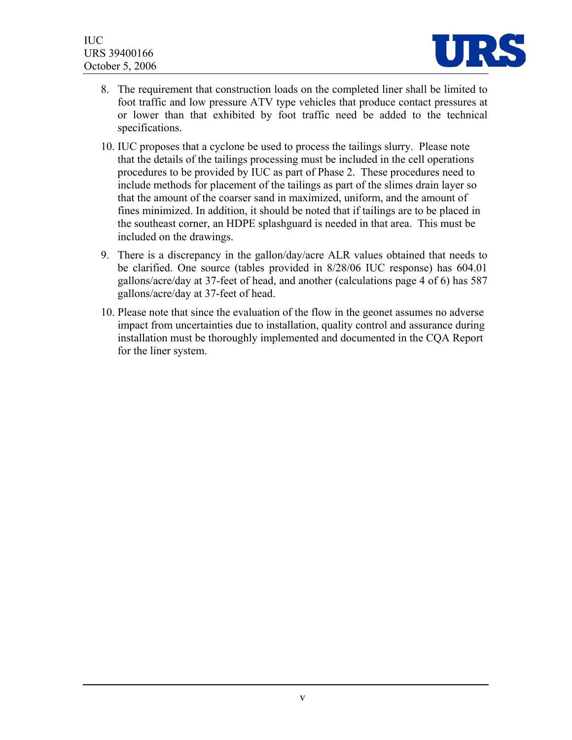8. The requirement that construction loads on the completed liner shall be limited to foot traffic and low pressure ATV type vehicles that produce contact pressures at or lower than that exhibited by foot traffic need be added to the technical specifications.

10. IUC proposes that a cyclone be used to process the tailings slurry. Please note that the details of the tailings processing must be included in the cell operations procedures to be provided by IUC as part of Phase 2. These procedures need to include methods for placement of the tailings as part of the slimes drain layer so that the amount of the coarser sand in maximized, uniform, and the amount of fines minimized. In addition, it should be noted that if tailings are to be placed in the southeast corner, an HDPE splashguard is needed in that area. This must be included on the drawings.

9. There is a discrepancy in the gallon/day/acre ALR values obtained that needs to be clarified. One source (tables provided in 8/28/06 IUC response) has 604.01 gallons/acre/day at 37-feet of head, and another (calculations page 4 of 6) has 587 gallons/acre/day at 37-feet of head.

10. Please note that since the evaluation of the flow in the geonet assumes no adverse impact from uncertainties due to installation, quality control and assurance during installation must be thoroughly implemented and documented in the CQA Report for the liner system.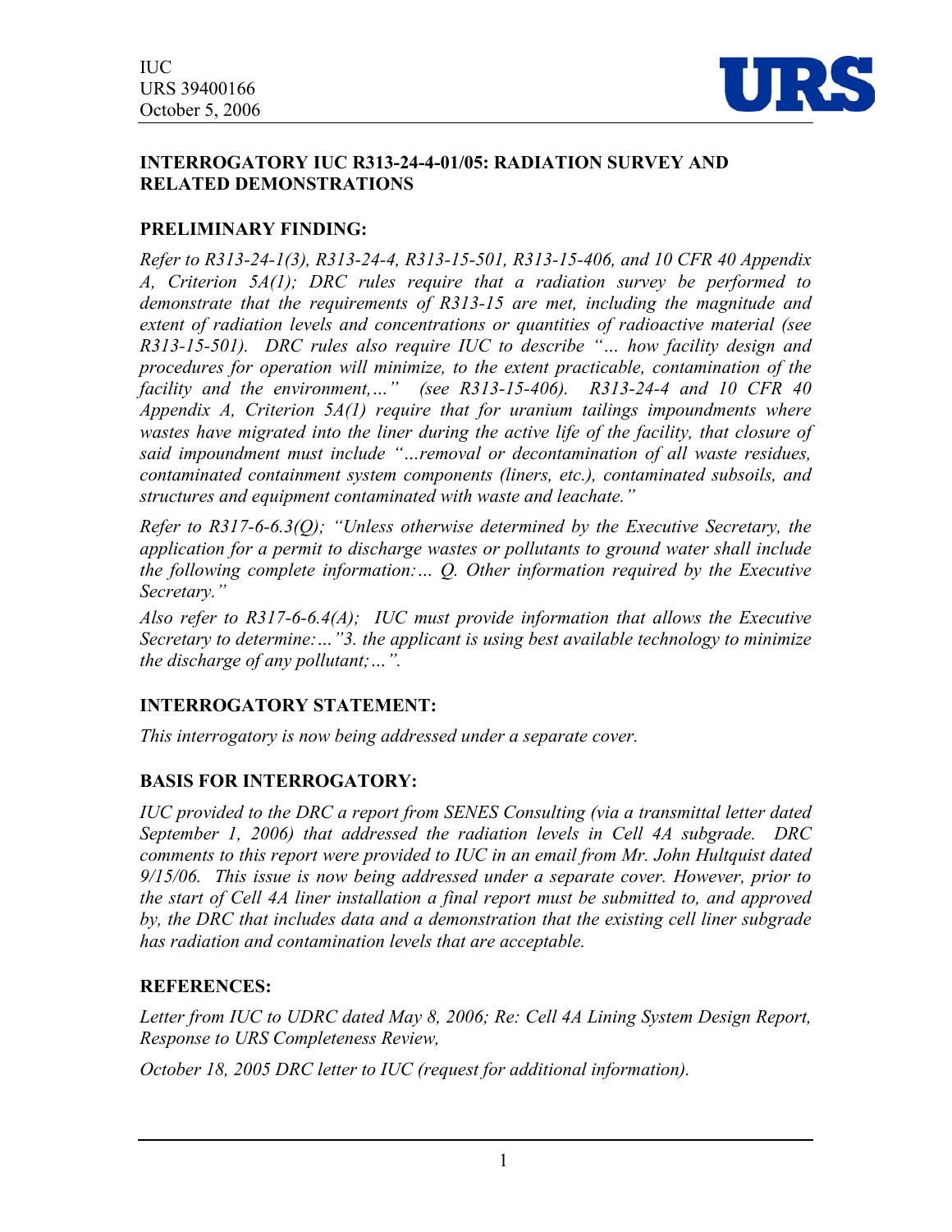## INTERROGATORY IUC R313-24-4-01/05: RADIATION SURVEY AND RELATED DEMONSTRATIONS

### PRELIMINARY FINDING:

*Refer to R313-24-1(3), R313-24-4, R313-15-501, R313-15-406, and 10 CFR 40 Appendix A, Criterion 5A(1); DRC rules require that a radiation survey be performed to demonstrate that the requirements of R313-15 are met, including the magnitude and extent of radiation levels and concentrations or quantities of radioactive material (see R313-15-501). DRC rules also require IUC to describe "… how facility design and procedures for operation will minimize, to the extent practicable, contamination of the facility and the environment,…" (see R313-15-406). R313-24-4 and 10 CFR 40 Appendix A, Criterion 5A(1) require that for uranium tailings impoundments where wastes have migrated into the liner during the active life of the facility, that closure of said impoundment must include "…removal or decontamination of all waste residues, contaminated containment system components (liners, etc.), contaminated subsoils, and structures and equipment contaminated with waste and leachate."*

*Refer to R317-6-6.3(Q); "Unless otherwise determined by the Executive Secretary, the application for a permit to discharge wastes or pollutants to ground water shall include the following complete information:… Q. Other information required by the Executive Secretary."*

*Also refer to R317-6-6.4(A); IUC must provide information that allows the Executive Secretary to determine:…"3. the applicant is using best available technology to minimize the discharge of any pollutant;…".*

### INTERROGATORY STATEMENT:

*This interrogatory is now being addressed under a separate cover.*

### BASIS FOR INTERROGATORY:

*IUC provided to the DRC a report from SENES Consulting (via a transmittal letter dated September 1, 2006) that addressed the radiation levels in Cell 4A subgrade. DRC comments to this report were provided to IUC in an email from Mr. John Hultquist dated 9/15/06. This issue is now being addressed under a separate cover. However, prior to the start of Cell 4A liner installation a final report must be submitted to, and approved by, the DRC that includes data and a demonstration that the existing cell liner subgrade has radiation and contamination levels that are acceptable.*

### REFERENCES:

*Letter from IUC to UDRC dated May 8, 2006; Re: Cell 4A Lining System Design Report, Response to URS Completeness Review,*

*October 18, 2005 DRC letter to IUC (request for additional information).*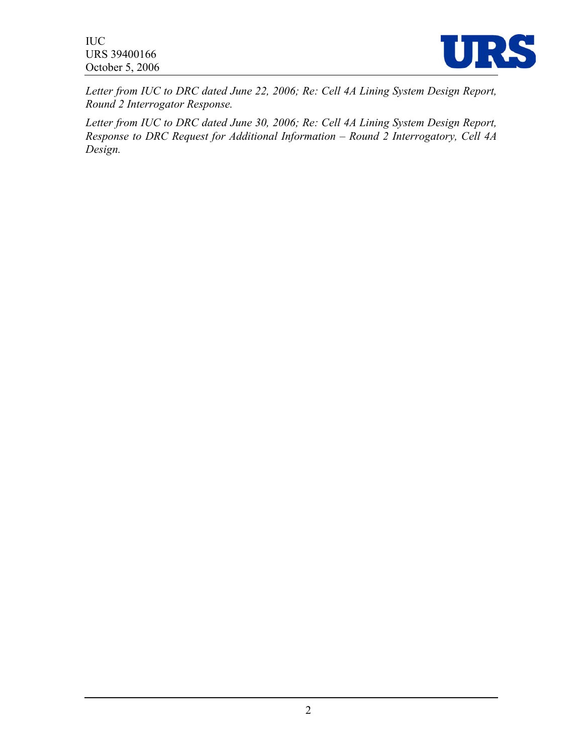*Letter from IUC to DRC dated June 22, 2006; Re: Cell 4A Lining System Design Report, Round 2 Interrogator Response.*

*Letter from IUC to DRC dated June 30, 2006; Re: Cell 4A Lining System Design Report, Response to DRC Request for Additional Information – Round 2 Interrogatory, Cell 4A Design.*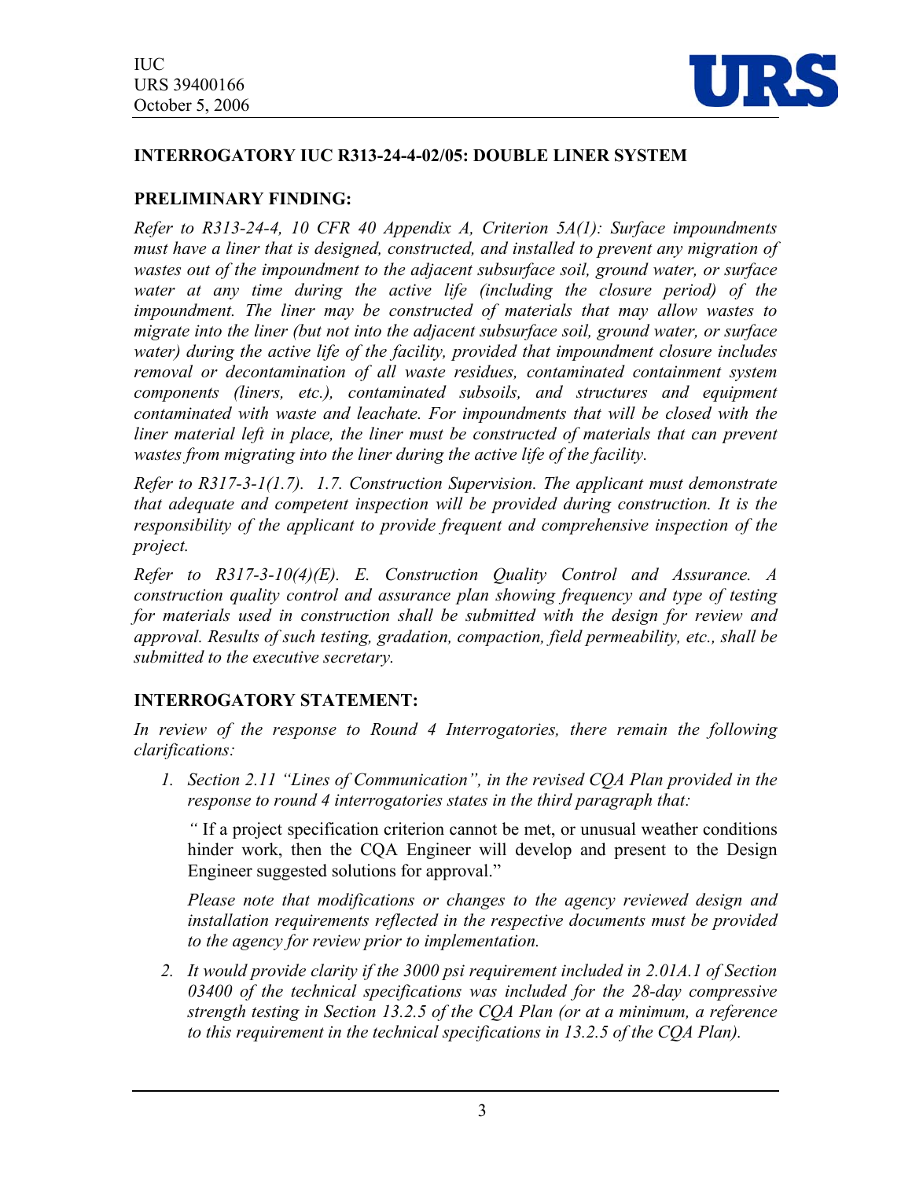## INTERROGATORY IUC R313-24-4-02/05: DOUBLE LINER SYSTEM

### PRELIMINARY FINDING:

*Refer to R313-24-4, 10 CFR 40 Appendix A, Criterion 5A(1): Surface impoundments must have a liner that is designed, constructed, and installed to prevent any migration of wastes out of the impoundment to the adjacent subsurface soil, ground water, or surface water at any time during the active life (including the closure period) of the impoundment. The liner may be constructed of materials that may allow wastes to migrate into the liner (but not into the adjacent subsurface soil, ground water, or surface water) during the active life of the facility, provided that impoundment closure includes removal or decontamination of all waste residues, contaminated containment system components (liners, etc.), contaminated subsoils, and structures and equipment contaminated with waste and leachate. For impoundments that will be closed with the liner material left in place, the liner must be constructed of materials that can prevent wastes from migrating into the liner during the active life of the facility.*

*Refer to R317-3-1(1.7). 1.7. Construction Supervision. The applicant must demonstrate that adequate and competent inspection will be provided during construction. It is the responsibility of the applicant to provide frequent and comprehensive inspection of the project.*

*Refer to R317-3-10(4)(E). E. Construction Quality Control and Assurance. A construction quality control and assurance plan showing frequency and type of testing for materials used in construction shall be submitted with the design for review and approval. Results of such testing, gradation, compaction, field permeability, etc., shall be submitted to the executive secretary.*

### INTERROGATORY STATEMENT:

*In review of the response to Round 4 Interrogatories, there remain the following clarifications:*

1. *Section 2.11 "Lines of Communication", in the revised CQA Plan provided in the response to round 4 interrogatories states in the third paragraph that:*

   *"* If a project specification criterion cannot be met, or unusual weather conditions hinder work, then the CQA Engineer will develop and present to the Design Engineer suggested solutions for approval."

   *Please note that modifications or changes to the agency reviewed design and installation requirements reflected in the respective documents must be provided to the agency for review prior to implementation.*

2. *It would provide clarity if the 3000 psi requirement included in 2.01A.1 of Section 03400 of the technical specifications was included for the 28-day compressive strength testing in Section 13.2.5 of the CQA Plan (or at a minimum, a reference to this requirement in the technical specifications in 13.2.5 of the CQA Plan).*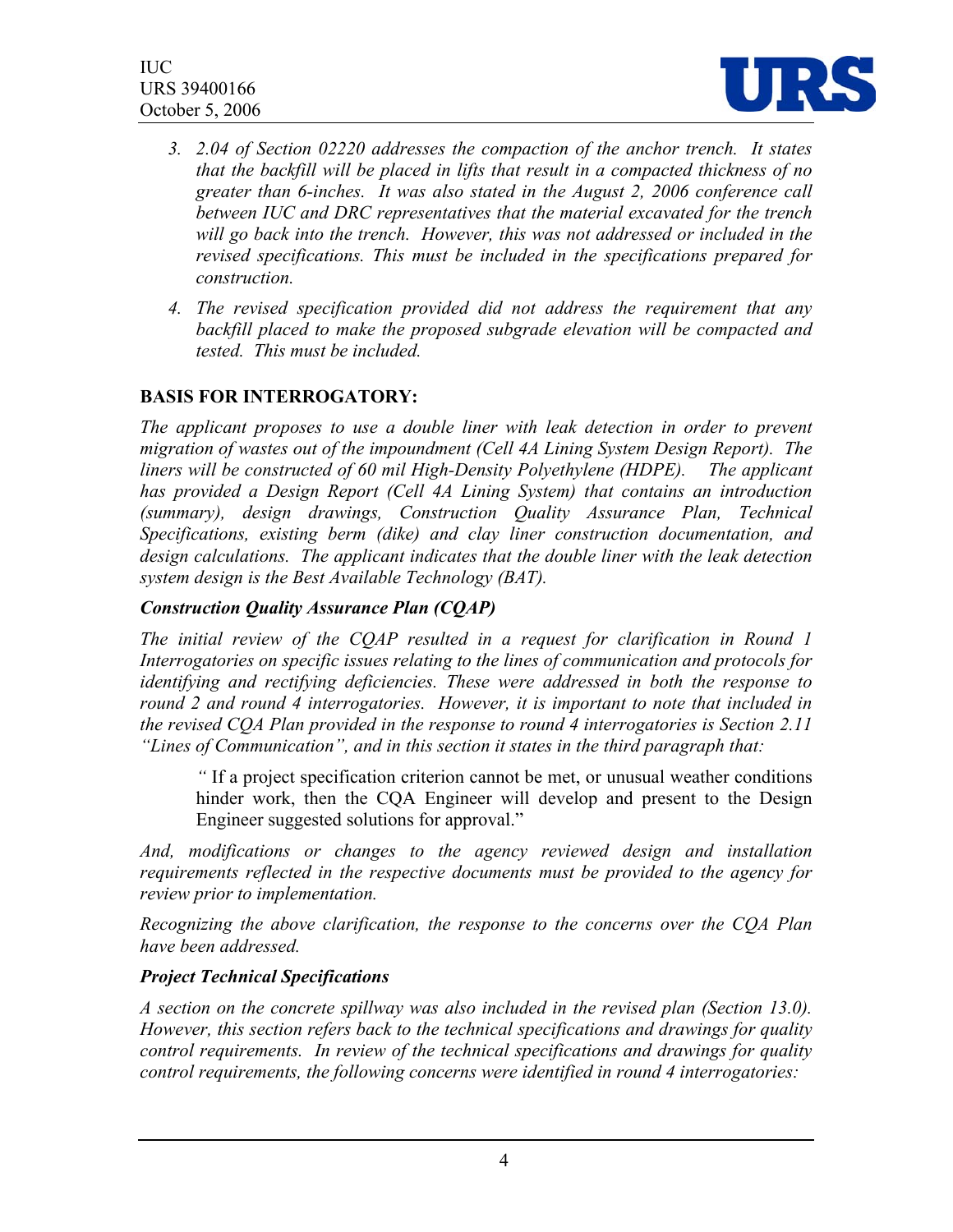3. *2.04 of Section 02220 addresses the compaction of the anchor trench. It states that the backfill will be placed in lifts that result in a compacted thickness of no greater than 6-inches. It was also stated in the August 2, 2006 conference call between IUC and DRC representatives that the material excavated for the trench will go back into the trench. However, this was not addressed or included in the revised specifications. This must be included in the specifications prepared for construction.*

4. *The revised specification provided did not address the requirement that any backfill placed to make the proposed subgrade elevation will be compacted and tested. This must be included.*

**BASIS FOR INTERROGATORY:**

*The applicant proposes to use a double liner with leak detection in order to prevent migration of wastes out of the impoundment (Cell 4A Lining System Design Report). The liners will be constructed of 60 mil High-Density Polyethylene (HDPE). The applicant has provided a Design Report (Cell 4A Lining System) that contains an introduction (summary), design drawings, Construction Quality Assurance Plan, Technical Specifications, existing berm (dike) and clay liner construction documentation, and design calculations. The applicant indicates that the double liner with the leak detection system design is the Best Available Technology (BAT).*

***Construction Quality Assurance Plan (CQAP)***

*The initial review of the CQAP resulted in a request for clarification in Round 1 Interrogatories on specific issues relating to the lines of communication and protocols for identifying and rectifying deficiencies. These were addressed in both the response to round 2 and round 4 interrogatories. However, it is important to note that included in the revised CQA Plan provided in the response to round 4 interrogatories is Section 2.11 "Lines of Communication", and in this section it states in the third paragraph that:*

> *"* If a project specification criterion cannot be met, or unusual weather conditions hinder work, then the CQA Engineer will develop and present to the Design Engineer suggested solutions for approval."

*And, modifications or changes to the agency reviewed design and installation requirements reflected in the respective documents must be provided to the agency for review prior to implementation.*

*Recognizing the above clarification, the response to the concerns over the CQA Plan have been addressed.*

***Project Technical Specifications***

*A section on the concrete spillway was also included in the revised plan (Section 13.0). However, this section refers back to the technical specifications and drawings for quality control requirements. In review of the technical specifications and drawings for quality control requirements, the following concerns were identified in round 4 interrogatories:*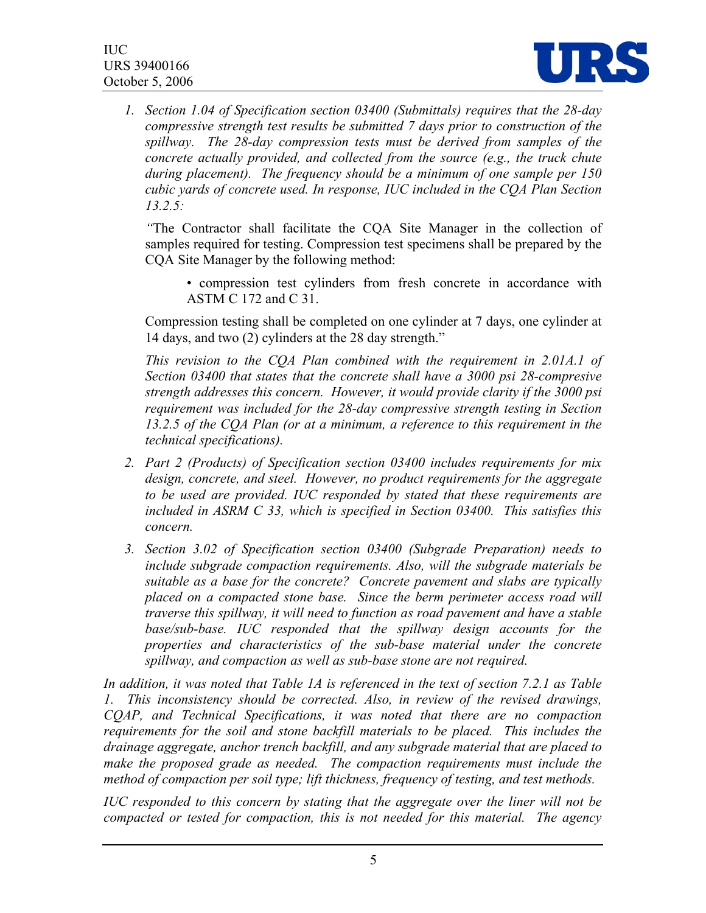1. *Section 1.04 of Specification section 03400 (Submittals) requires that the 28-day compressive strength test results be submitted 7 days prior to construction of the spillway. The 28-day compression tests must be derived from samples of the concrete actually provided, and collected from the source (e.g., the truck chute during placement). The frequency should be a minimum of one sample per 150 cubic yards of concrete used. In response, IUC included in the CQA Plan Section 13.2.5:*

   *"*The Contractor shall facilitate the CQA Site Manager in the collection of samples required for testing. Compression test specimens shall be prepared by the CQA Site Manager by the following method:

   - compression test cylinders from fresh concrete in accordance with ASTM C 172 and C 31.

   Compression testing shall be completed on one cylinder at 7 days, one cylinder at 14 days, and two (2) cylinders at the 28 day strength."

   *This revision to the CQA Plan combined with the requirement in 2.01A.1 of Section 03400 that states that the concrete shall have a 3000 psi 28-compresive strength addresses this concern. However, it would provide clarity if the 3000 psi requirement was included for the 28-day compressive strength testing in Section 13.2.5 of the CQA Plan (or at a minimum, a reference to this requirement in the technical specifications).*

2. *Part 2 (Products) of Specification section 03400 includes requirements for mix design, concrete, and steel. However, no product requirements for the aggregate to be used are provided. IUC responded by stated that these requirements are included in ASRM C 33, which is specified in Section 03400. This satisfies this concern.*

3. *Section 3.02 of Specification section 03400 (Subgrade Preparation) needs to include subgrade compaction requirements. Also, will the subgrade materials be suitable as a base for the concrete? Concrete pavement and slabs are typically placed on a compacted stone base. Since the berm perimeter access road will traverse this spillway, it will need to function as road pavement and have a stable base/sub-base. IUC responded that the spillway design accounts for the properties and characteristics of the sub-base material under the concrete spillway, and compaction as well as sub-base stone are not required.*

*In addition, it was noted that Table 1A is referenced in the text of section 7.2.1 as Table 1. This inconsistency should be corrected. Also, in review of the revised drawings, CQAP, and Technical Specifications, it was noted that there are no compaction requirements for the soil and stone backfill materials to be placed. This includes the drainage aggregate, anchor trench backfill, and any subgrade material that are placed to make the proposed grade as needed. The compaction requirements must include the method of compaction per soil type; lift thickness, frequency of testing, and test methods.*

*IUC responded to this concern by stating that the aggregate over the liner will not be compacted or tested for compaction, this is not needed for this material. The agency*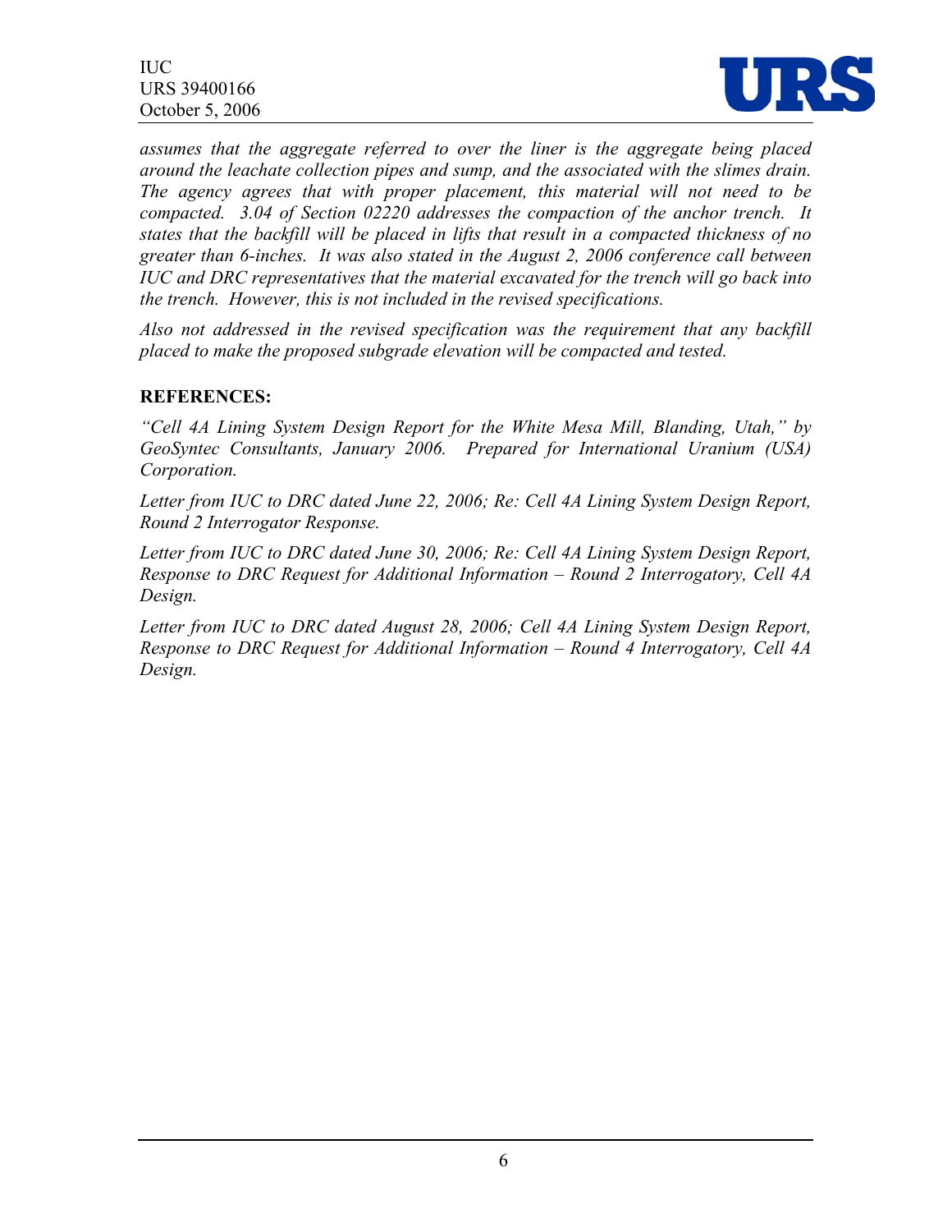*assumes that the aggregate referred to over the liner is the aggregate being placed around the leachate collection pipes and sump, and the associated with the slimes drain. The agency agrees that with proper placement, this material will not need to be compacted. 3.04 of Section 02220 addresses the compaction of the anchor trench. It states that the backfill will be placed in lifts that result in a compacted thickness of no greater than 6-inches. It was also stated in the August 2, 2006 conference call between IUC and DRC representatives that the material excavated for the trench will go back into the trench. However, this is not included in the revised specifications.*

*Also not addressed in the revised specification was the requirement that any backfill placed to make the proposed subgrade elevation will be compacted and tested.*

**REFERENCES:**

*"Cell 4A Lining System Design Report for the White Mesa Mill, Blanding, Utah," by GeoSyntec Consultants, January 2006. Prepared for International Uranium (USA) Corporation.*

*Letter from IUC to DRC dated June 22, 2006; Re: Cell 4A Lining System Design Report, Round 2 Interrogator Response.*

*Letter from IUC to DRC dated June 30, 2006; Re: Cell 4A Lining System Design Report, Response to DRC Request for Additional Information – Round 2 Interrogatory, Cell 4A Design.*

*Letter from IUC to DRC dated August 28, 2006; Cell 4A Lining System Design Report, Response to DRC Request for Additional Information – Round 4 Interrogatory, Cell 4A Design.*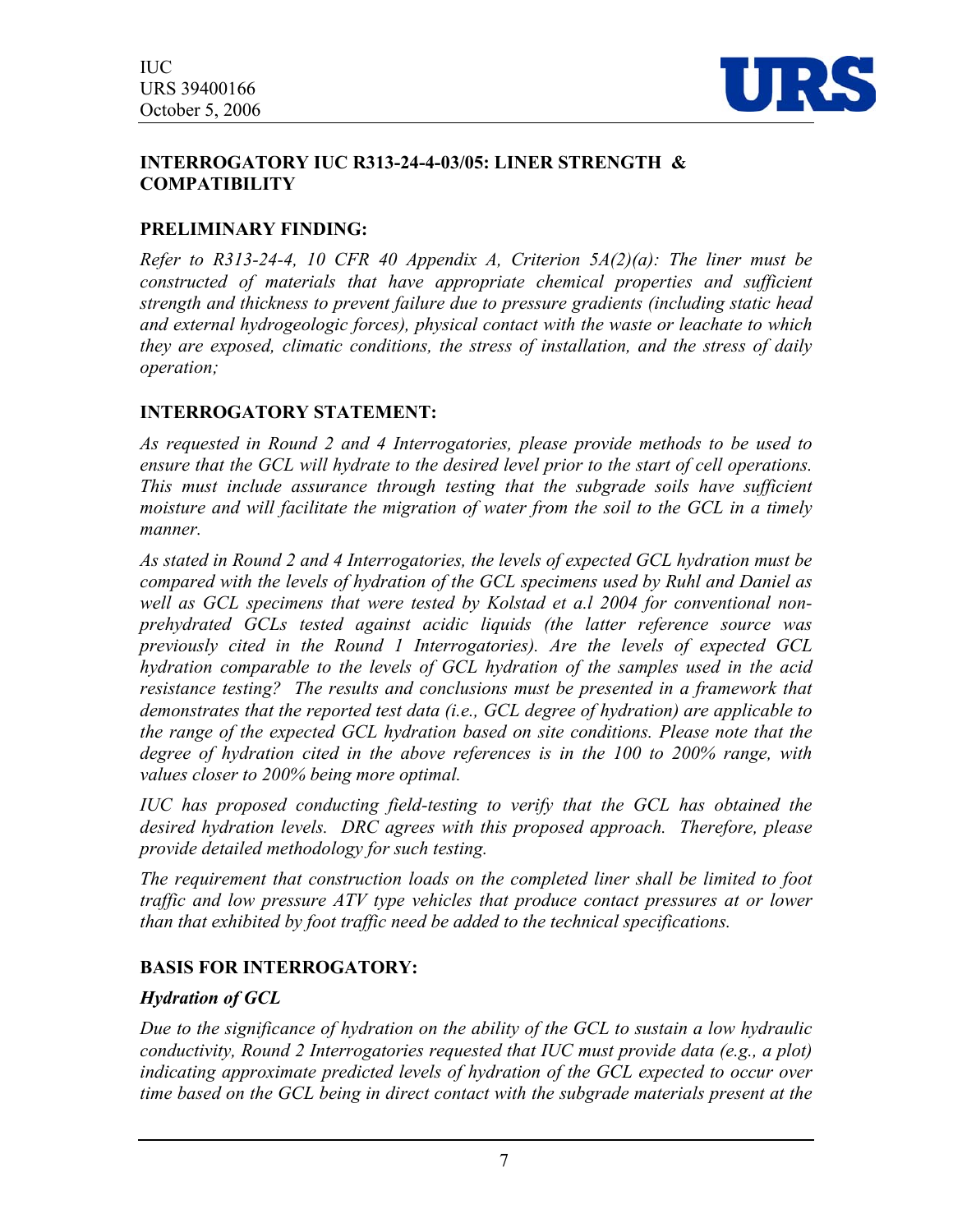## INTERROGATORY IUC R313-24-4-03/05: LINER STRENGTH & COMPATIBILITY

### PRELIMINARY FINDING:

*Refer to R313-24-4, 10 CFR 40 Appendix A, Criterion 5A(2)(a): The liner must be constructed of materials that have appropriate chemical properties and sufficient strength and thickness to prevent failure due to pressure gradients (including static head and external hydrogeologic forces), physical contact with the waste or leachate to which they are exposed, climatic conditions, the stress of installation, and the stress of daily operation;*

### INTERROGATORY STATEMENT:

*As requested in Round 2 and 4 Interrogatories, please provide methods to be used to ensure that the GCL will hydrate to the desired level prior to the start of cell operations. This must include assurance through testing that the subgrade soils have sufficient moisture and will facilitate the migration of water from the soil to the GCL in a timely manner.*

*As stated in Round 2 and 4 Interrogatories, the levels of expected GCL hydration must be compared with the levels of hydration of the GCL specimens used by Ruhl and Daniel as well as GCL specimens that were tested by Kolstad et a.l 2004 for conventional non-prehydrated GCLs tested against acidic liquids (the latter reference source was previously cited in the Round 1 Interrogatories). Are the levels of expected GCL hydration comparable to the levels of GCL hydration of the samples used in the acid resistance testing? The results and conclusions must be presented in a framework that demonstrates that the reported test data (i.e., GCL degree of hydration) are applicable to the range of the expected GCL hydration based on site conditions. Please note that the degree of hydration cited in the above references is in the 100 to 200% range, with values closer to 200% being more optimal.*

*IUC has proposed conducting field-testing to verify that the GCL has obtained the desired hydration levels. DRC agrees with this proposed approach. Therefore, please provide detailed methodology for such testing.*

*The requirement that construction loads on the completed liner shall be limited to foot traffic and low pressure ATV type vehicles that produce contact pressures at or lower than that exhibited by foot traffic need be added to the technical specifications.*

### BASIS FOR INTERROGATORY:

***Hydration of GCL***

*Due to the significance of hydration on the ability of the GCL to sustain a low hydraulic conductivity, Round 2 Interrogatories requested that IUC must provide data (e.g., a plot) indicating approximate predicted levels of hydration of the GCL expected to occur over time based on the GCL being in direct contact with the subgrade materials present at the*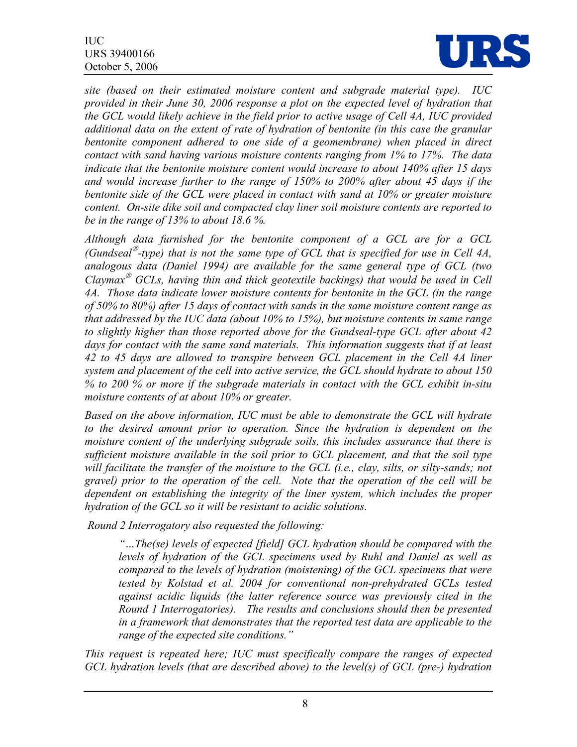*site (based on their estimated moisture content and subgrade material type). IUC provided in their June 30, 2006 response a plot on the expected level of hydration that the GCL would likely achieve in the field prior to active usage of Cell 4A, IUC provided additional data on the extent of rate of hydration of bentonite (in this case the granular bentonite component adhered to one side of a geomembrane) when placed in direct contact with sand having various moisture contents ranging from 1% to 17%. The data indicate that the bentonite moisture content would increase to about 140% after 15 days and would increase further to the range of 150% to 200% after about 45 days if the bentonite side of the GCL were placed in contact with sand at 10% or greater moisture content. On-site dike soil and compacted clay liner soil moisture contents are reported to be in the range of 13% to about 18.6 %.*

*Although data furnished for the bentonite component of a GCL are for a GCL (Gundseal®-type) that is not the same type of GCL that is specified for use in Cell 4A, analogous data (Daniel 1994) are available for the same general type of GCL (two Claymax® GCLs, having thin and thick geotextile backings) that would be used in Cell 4A. Those data indicate lower moisture contents for bentonite in the GCL (in the range of 50% to 80%) after 15 days of contact with sands in the same moisture content range as that addressed by the IUC data (about 10% to 15%), but moisture contents in same range to slightly higher than those reported above for the Gundseal-type GCL after about 42 days for contact with the same sand materials. This information suggests that if at least 42 to 45 days are allowed to transpire between GCL placement in the Cell 4A liner system and placement of the cell into active service, the GCL should hydrate to about 150 % to 200 % or more if the subgrade materials in contact with the GCL exhibit in-situ moisture contents of at about 10% or greater.*

*Based on the above information, IUC must be able to demonstrate the GCL will hydrate to the desired amount prior to operation. Since the hydration is dependent on the moisture content of the underlying subgrade soils, this includes assurance that there is sufficient moisture available in the soil prior to GCL placement, and that the soil type will facilitate the transfer of the moisture to the GCL (i.e., clay, silts, or silty-sands; not gravel) prior to the operation of the cell. Note that the operation of the cell will be dependent on establishing the integrity of the liner system, which includes the proper hydration of the GCL so it will be resistant to acidic solutions.*

*Round 2 Interrogatory also requested the following:*

> *"…The(se) levels of expected [field] GCL hydration should be compared with the levels of hydration of the GCL specimens used by Ruhl and Daniel as well as compared to the levels of hydration (moistening) of the GCL specimens that were tested by Kolstad et al. 2004 for conventional non-prehydrated GCLs tested against acidic liquids (the latter reference source was previously cited in the Round 1 Interrogatories). The results and conclusions should then be presented in a framework that demonstrates that the reported test data are applicable to the range of the expected site conditions."*

*This request is repeated here; IUC must specifically compare the ranges of expected GCL hydration levels (that are described above) to the level(s) of GCL (pre-) hydration*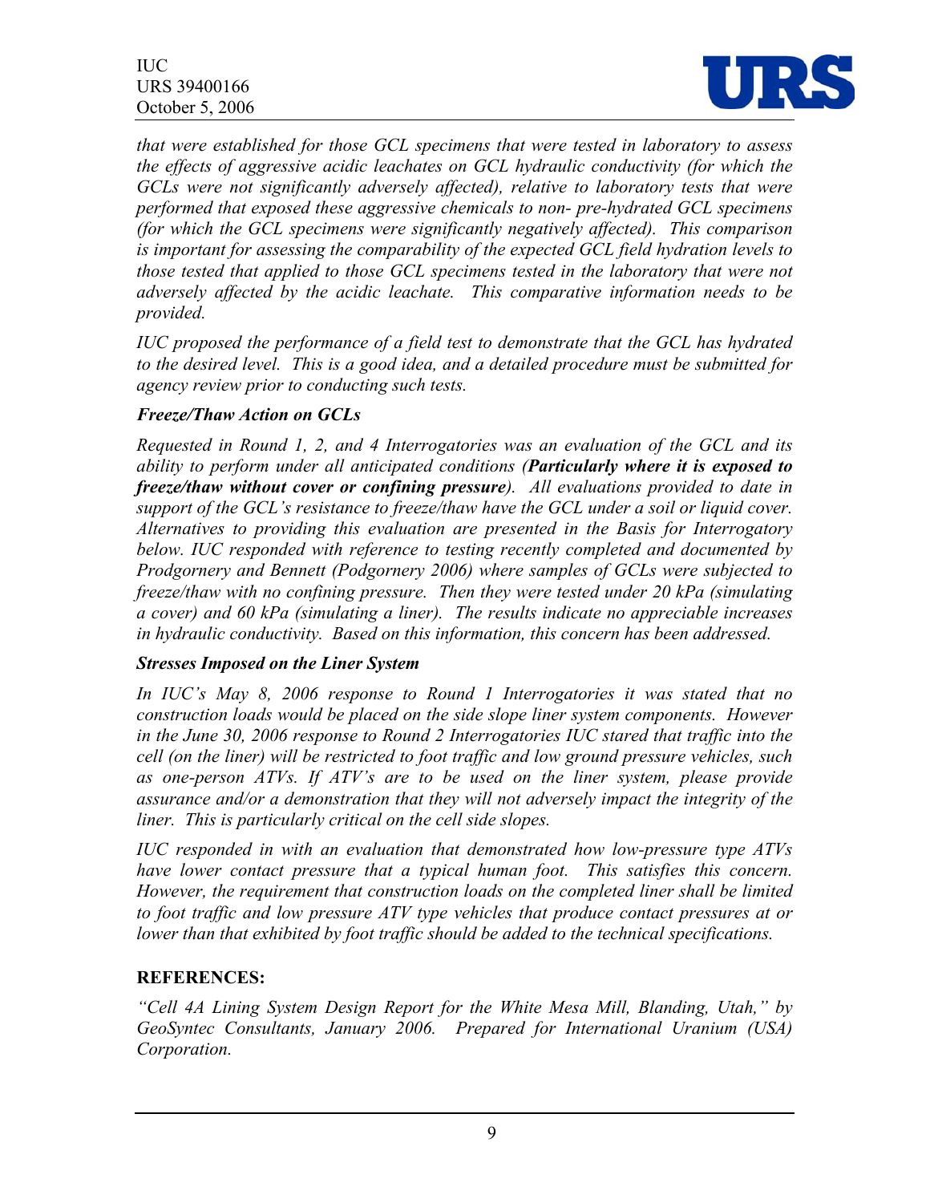*that were established for those GCL specimens that were tested in laboratory to assess the effects of aggressive acidic leachates on GCL hydraulic conductivity (for which the GCLs were not significantly adversely affected), relative to laboratory tests that were performed that exposed these aggressive chemicals to non- pre-hydrated GCL specimens (for which the GCL specimens were significantly negatively affected). This comparison is important for assessing the comparability of the expected GCL field hydration levels to those tested that applied to those GCL specimens tested in the laboratory that were not adversely affected by the acidic leachate. This comparative information needs to be provided.*

*IUC proposed the performance of a field test to demonstrate that the GCL has hydrated to the desired level. This is a good idea, and a detailed procedure must be submitted for agency review prior to conducting such tests.*

***Freeze/Thaw Action on GCLs***

*Requested in Round 1, 2, and 4 Interrogatories was an evaluation of the GCL and its ability to perform under all anticipated conditions (**Particularly where it is exposed to freeze/thaw without cover or confining pressure**). All evaluations provided to date in support of the GCL's resistance to freeze/thaw have the GCL under a soil or liquid cover. Alternatives to providing this evaluation are presented in the Basis for Interrogatory below. IUC responded with reference to testing recently completed and documented by Prodgornery and Bennett (Podgornery 2006) where samples of GCLs were subjected to freeze/thaw with no confining pressure. Then they were tested under 20 kPa (simulating a cover) and 60 kPa (simulating a liner). The results indicate no appreciable increases in hydraulic conductivity. Based on this information, this concern has been addressed.*

***Stresses Imposed on the Liner System***

*In IUC's May 8, 2006 response to Round 1 Interrogatories it was stated that no construction loads would be placed on the side slope liner system components. However in the June 30, 2006 response to Round 2 Interrogatories IUC stared that traffic into the cell (on the liner) will be restricted to foot traffic and low ground pressure vehicles, such as one-person ATVs. If ATV's are to be used on the liner system, please provide assurance and/or a demonstration that they will not adversely impact the integrity of the liner. This is particularly critical on the cell side slopes.*

*IUC responded in with an evaluation that demonstrated how low-pressure type ATVs have lower contact pressure that a typical human foot. This satisfies this concern. However, the requirement that construction loads on the completed liner shall be limited to foot traffic and low pressure ATV type vehicles that produce contact pressures at or lower than that exhibited by foot traffic should be added to the technical specifications.*

**REFERENCES:**

*"Cell 4A Lining System Design Report for the White Mesa Mill, Blanding, Utah," by GeoSyntec Consultants, January 2006. Prepared for International Uranium (USA) Corporation.*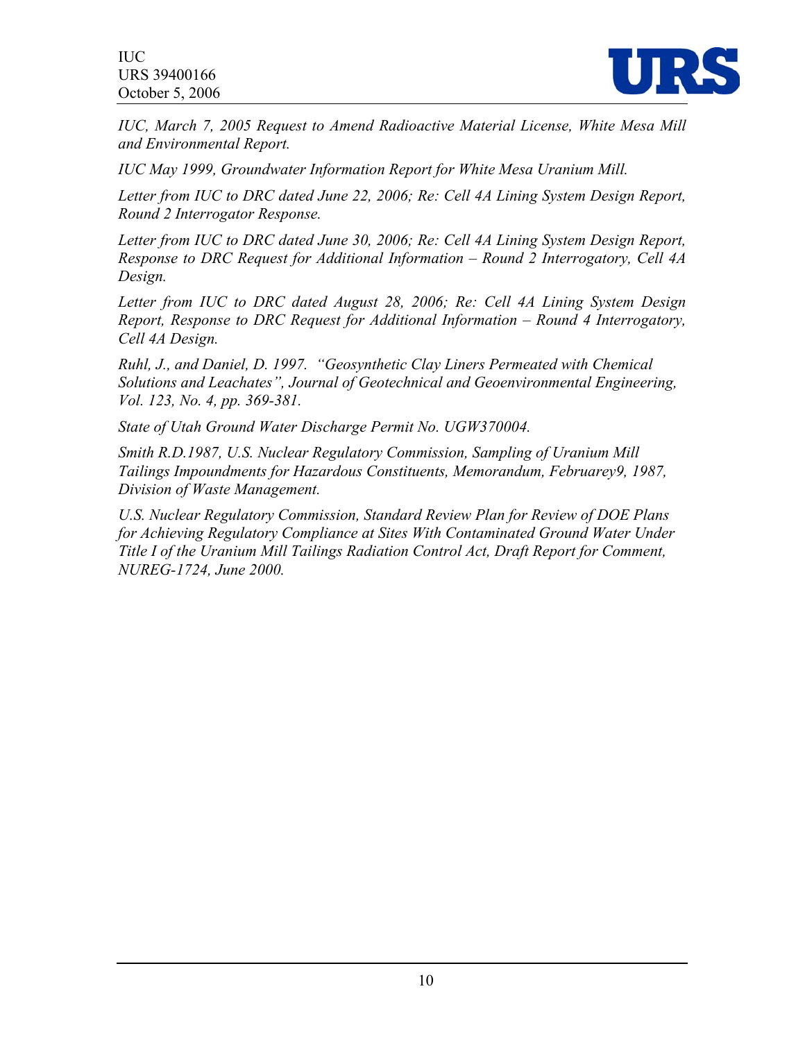*IUC, March 7, 2005 Request to Amend Radioactive Material License, White Mesa Mill and Environmental Report.*

*IUC May 1999, Groundwater Information Report for White Mesa Uranium Mill.*

*Letter from IUC to DRC dated June 22, 2006; Re: Cell 4A Lining System Design Report, Round 2 Interrogator Response.*

*Letter from IUC to DRC dated June 30, 2006; Re: Cell 4A Lining System Design Report, Response to DRC Request for Additional Information – Round 2 Interrogatory, Cell 4A Design.*

*Letter from IUC to DRC dated August 28, 2006; Re: Cell 4A Lining System Design Report, Response to DRC Request for Additional Information – Round 4 Interrogatory, Cell 4A Design.*

*Ruhl, J., and Daniel, D. 1997. "Geosynthetic Clay Liners Permeated with Chemical Solutions and Leachates", Journal of Geotechnical and Geoenvironmental Engineering, Vol. 123, No. 4, pp. 369-381.*

*State of Utah Ground Water Discharge Permit No. UGW370004.*

*Smith R.D.1987, U.S. Nuclear Regulatory Commission, Sampling of Uranium Mill Tailings Impoundments for Hazardous Constituents, Memorandum, Februarey9, 1987, Division of Waste Management.*

*U.S. Nuclear Regulatory Commission, Standard Review Plan for Review of DOE Plans for Achieving Regulatory Compliance at Sites With Contaminated Ground Water Under Title I of the Uranium Mill Tailings Radiation Control Act, Draft Report for Comment, NUREG-1724, June 2000.*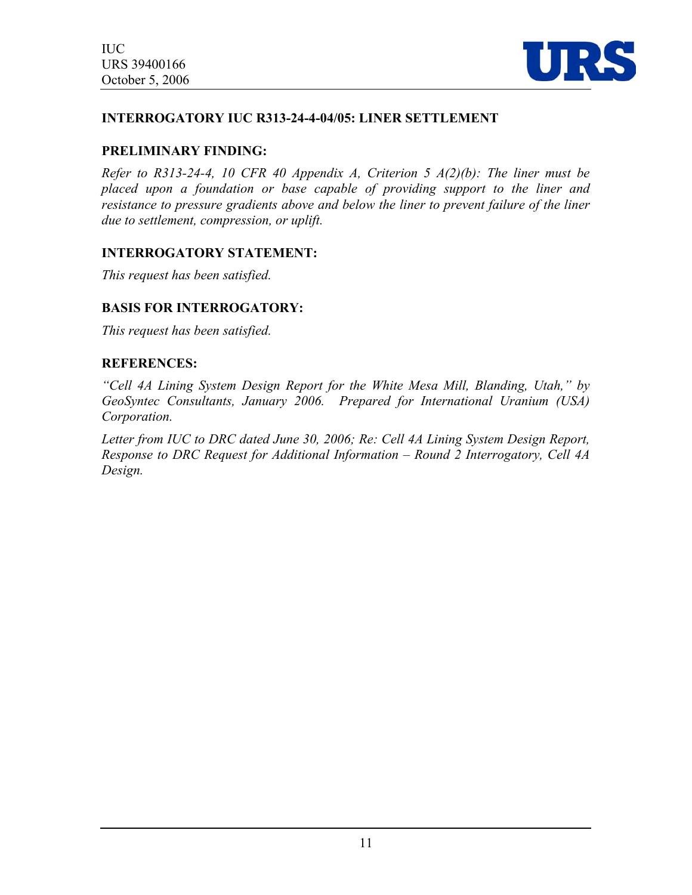### INTERROGATORY IUC R313-24-4-04/05: LINER SETTLEMENT

**PRELIMINARY FINDING:**

*Refer to R313-24-4, 10 CFR 40 Appendix A, Criterion 5 A(2)(b): The liner must be placed upon a foundation or base capable of providing support to the liner and resistance to pressure gradients above and below the liner to prevent failure of the liner due to settlement, compression, or uplift.*

**INTERROGATORY STATEMENT:**

*This request has been satisfied.*

**BASIS FOR INTERROGATORY:**

*This request has been satisfied.*

**REFERENCES:**

*"Cell 4A Lining System Design Report for the White Mesa Mill, Blanding, Utah," by GeoSyntec Consultants, January 2006. Prepared for International Uranium (USA) Corporation.*

*Letter from IUC to DRC dated June 30, 2006; Re: Cell 4A Lining System Design Report, Response to DRC Request for Additional Information – Round 2 Interrogatory, Cell 4A Design.*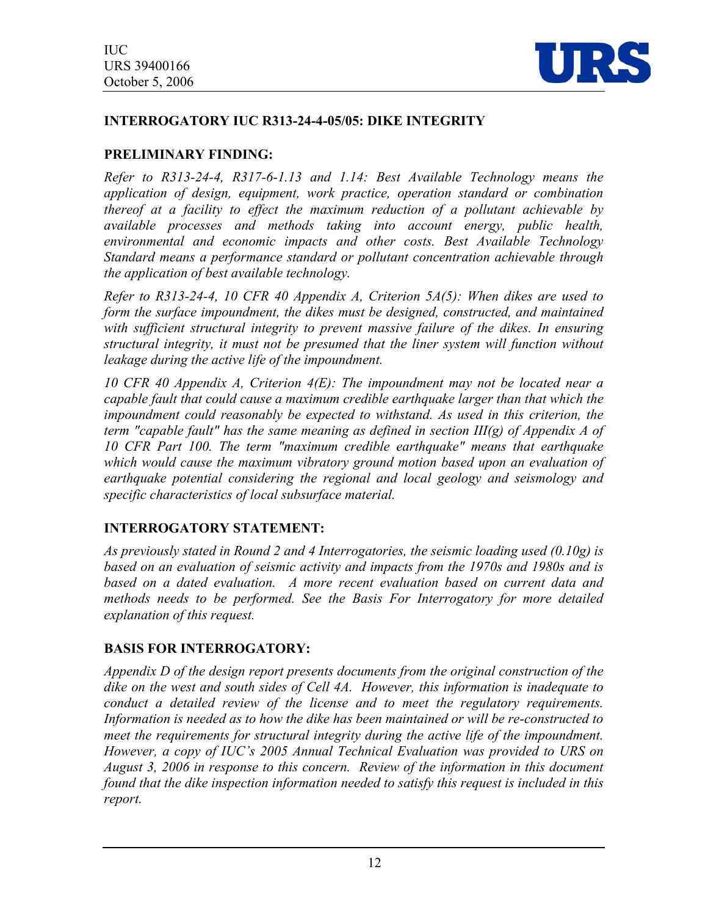## INTERROGATORY IUC R313-24-4-05/05: DIKE INTEGRITY

### PRELIMINARY FINDING:

*Refer to R313-24-4, R317-6-1.13 and 1.14: Best Available Technology means the application of design, equipment, work practice, operation standard or combination thereof at a facility to effect the maximum reduction of a pollutant achievable by available processes and methods taking into account energy, public health, environmental and economic impacts and other costs. Best Available Technology Standard means a performance standard or pollutant concentration achievable through the application of best available technology.*

*Refer to R313-24-4, 10 CFR 40 Appendix A, Criterion 5A(5): When dikes are used to form the surface impoundment, the dikes must be designed, constructed, and maintained with sufficient structural integrity to prevent massive failure of the dikes. In ensuring structural integrity, it must not be presumed that the liner system will function without leakage during the active life of the impoundment.*

*10 CFR 40 Appendix A, Criterion 4(E): The impoundment may not be located near a capable fault that could cause a maximum credible earthquake larger than that which the impoundment could reasonably be expected to withstand. As used in this criterion, the term "capable fault" has the same meaning as defined in section III(g) of Appendix A of 10 CFR Part 100. The term "maximum credible earthquake" means that earthquake which would cause the maximum vibratory ground motion based upon an evaluation of earthquake potential considering the regional and local geology and seismology and specific characteristics of local subsurface material.*

### INTERROGATORY STATEMENT:

*As previously stated in Round 2 and 4 Interrogatories, the seismic loading used (0.10g) is based on an evaluation of seismic activity and impacts from the 1970s and 1980s and is based on a dated evaluation. A more recent evaluation based on current data and methods needs to be performed. See the Basis For Interrogatory for more detailed explanation of this request.*

### BASIS FOR INTERROGATORY:

*Appendix D of the design report presents documents from the original construction of the dike on the west and south sides of Cell 4A. However, this information is inadequate to conduct a detailed review of the license and to meet the regulatory requirements. Information is needed as to how the dike has been maintained or will be re-constructed to meet the requirements for structural integrity during the active life of the impoundment. However, a copy of IUC's 2005 Annual Technical Evaluation was provided to URS on August 3, 2006 in response to this concern. Review of the information in this document found that the dike inspection information needed to satisfy this request is included in this report.*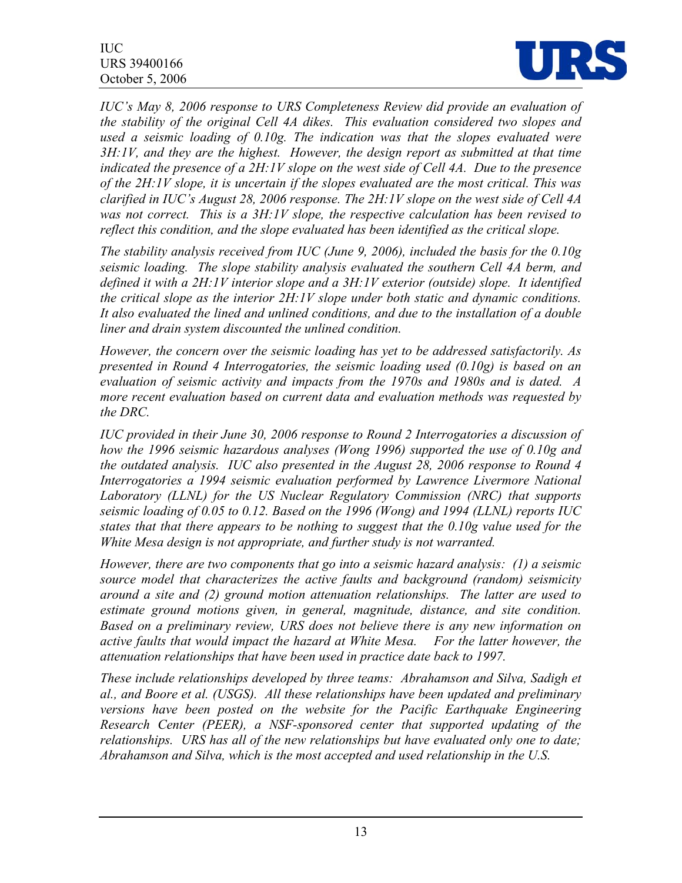*IUC's May 8, 2006 response to URS Completeness Review did provide an evaluation of the stability of the original Cell 4A dikes. This evaluation considered two slopes and used a seismic loading of 0.10g. The indication was that the slopes evaluated were 3H:1V, and they are the highest. However, the design report as submitted at that time indicated the presence of a 2H:1V slope on the west side of Cell 4A. Due to the presence of the 2H:1V slope, it is uncertain if the slopes evaluated are the most critical. This was clarified in IUC's August 28, 2006 response. The 2H:1V slope on the west side of Cell 4A was not correct. This is a 3H:1V slope, the respective calculation has been revised to reflect this condition, and the slope evaluated has been identified as the critical slope.*

*The stability analysis received from IUC (June 9, 2006), included the basis for the 0.10g seismic loading. The slope stability analysis evaluated the southern Cell 4A berm, and defined it with a 2H:1V interior slope and a 3H:1V exterior (outside) slope. It identified the critical slope as the interior 2H:1V slope under both static and dynamic conditions. It also evaluated the lined and unlined conditions, and due to the installation of a double liner and drain system discounted the unlined condition.*

*However, the concern over the seismic loading has yet to be addressed satisfactorily. As presented in Round 4 Interrogatories, the seismic loading used (0.10g) is based on an evaluation of seismic activity and impacts from the 1970s and 1980s and is dated. A more recent evaluation based on current data and evaluation methods was requested by the DRC.*

*IUC provided in their June 30, 2006 response to Round 2 Interrogatories a discussion of how the 1996 seismic hazardous analyses (Wong 1996) supported the use of 0.10g and the outdated analysis. IUC also presented in the August 28, 2006 response to Round 4 Interrogatories a 1994 seismic evaluation performed by Lawrence Livermore National Laboratory (LLNL) for the US Nuclear Regulatory Commission (NRC) that supports seismic loading of 0.05 to 0.12. Based on the 1996 (Wong) and 1994 (LLNL) reports IUC states that that there appears to be nothing to suggest that the 0.10g value used for the White Mesa design is not appropriate, and further study is not warranted.*

*However, there are two components that go into a seismic hazard analysis: (1) a seismic source model that characterizes the active faults and background (random) seismicity around a site and (2) ground motion attenuation relationships. The latter are used to estimate ground motions given, in general, magnitude, distance, and site condition. Based on a preliminary review, URS does not believe there is any new information on active faults that would impact the hazard at White Mesa. For the latter however, the attenuation relationships that have been used in practice date back to 1997.*

*These include relationships developed by three teams: Abrahamson and Silva, Sadigh et al., and Boore et al. (USGS). All these relationships have been updated and preliminary versions have been posted on the website for the Pacific Earthquake Engineering Research Center (PEER), a NSF-sponsored center that supported updating of the relationships. URS has all of the new relationships but have evaluated only one to date; Abrahamson and Silva, which is the most accepted and used relationship in the U.S.*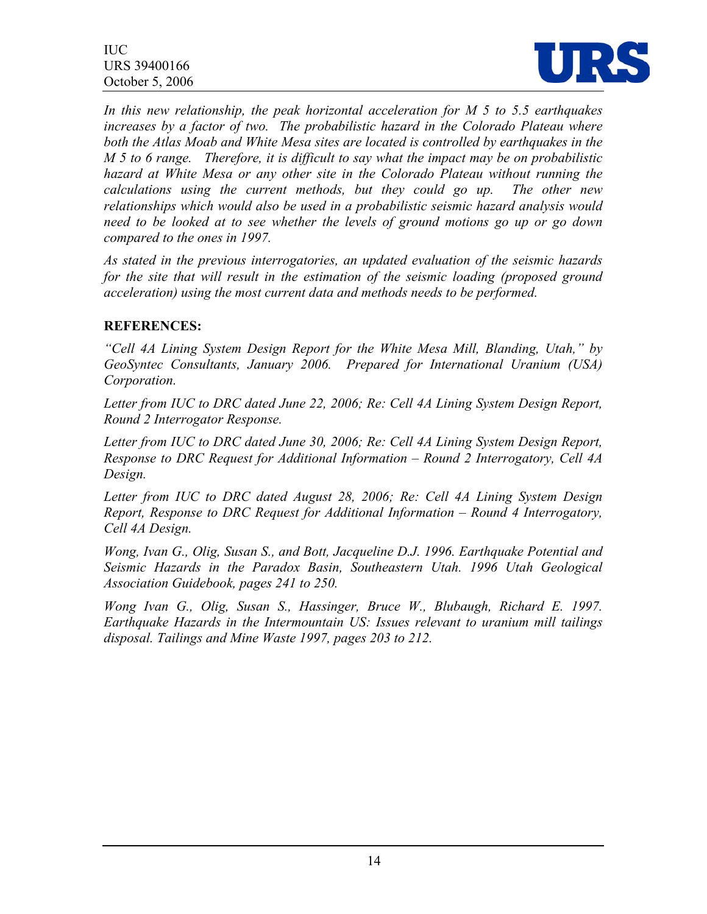*In this new relationship, the peak horizontal acceleration for M 5 to 5.5 earthquakes increases by a factor of two. The probabilistic hazard in the Colorado Plateau where both the Atlas Moab and White Mesa sites are located is controlled by earthquakes in the M 5 to 6 range. Therefore, it is difficult to say what the impact may be on probabilistic hazard at White Mesa or any other site in the Colorado Plateau without running the calculations using the current methods, but they could go up. The other new relationships which would also be used in a probabilistic seismic hazard analysis would need to be looked at to see whether the levels of ground motions go up or go down compared to the ones in 1997.*

*As stated in the previous interrogatories, an updated evaluation of the seismic hazards for the site that will result in the estimation of the seismic loading (proposed ground acceleration) using the most current data and methods needs to be performed.*

**REFERENCES:**

*"Cell 4A Lining System Design Report for the White Mesa Mill, Blanding, Utah," by GeoSyntec Consultants, January 2006. Prepared for International Uranium (USA) Corporation.*

*Letter from IUC to DRC dated June 22, 2006; Re: Cell 4A Lining System Design Report, Round 2 Interrogator Response.*

*Letter from IUC to DRC dated June 30, 2006; Re: Cell 4A Lining System Design Report, Response to DRC Request for Additional Information – Round 2 Interrogatory, Cell 4A Design.*

*Letter from IUC to DRC dated August 28, 2006; Re: Cell 4A Lining System Design Report, Response to DRC Request for Additional Information – Round 4 Interrogatory, Cell 4A Design.*

*Wong, Ivan G., Olig, Susan S., and Bott, Jacqueline D.J. 1996. Earthquake Potential and Seismic Hazards in the Paradox Basin, Southeastern Utah. 1996 Utah Geological Association Guidebook, pages 241 to 250.*

*Wong Ivan G., Olig, Susan S., Hassinger, Bruce W., Blubaugh, Richard E. 1997. Earthquake Hazards in the Intermountain US: Issues relevant to uranium mill tailings disposal. Tailings and Mine Waste 1997, pages 203 to 212.*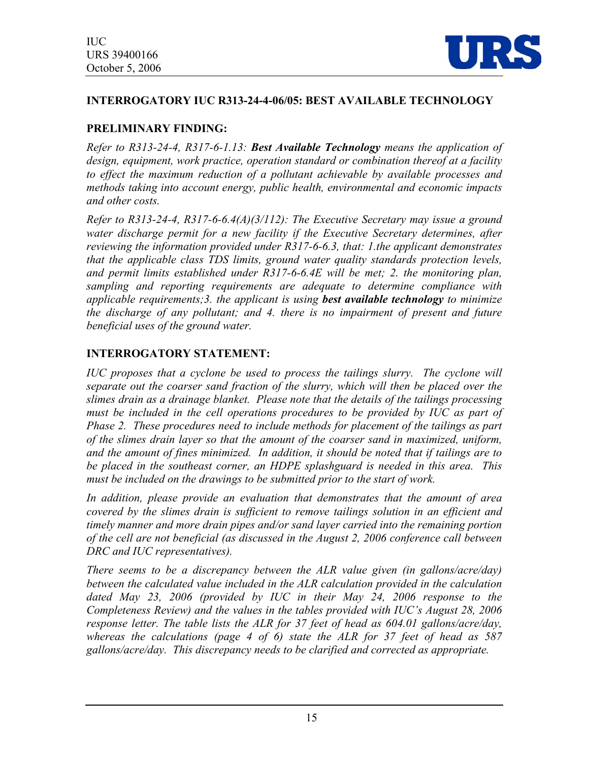## INTERROGATORY IUC R313-24-4-06/05: BEST AVAILABLE TECHNOLOGY

### PRELIMINARY FINDING:

*Refer to R313-24-4, R317-6-1.13:* ***Best Available Technology*** *means the application of design, equipment, work practice, operation standard or combination thereof at a facility to effect the maximum reduction of a pollutant achievable by available processes and methods taking into account energy, public health, environmental and economic impacts and other costs.*

*Refer to R313-24-4, R317-6-6.4(A)(3/112): The Executive Secretary may issue a ground water discharge permit for a new facility if the Executive Secretary determines, after reviewing the information provided under R317-6-6.3, that: 1.the applicant demonstrates that the applicable class TDS limits, ground water quality standards protection levels, and permit limits established under R317-6-6.4E will be met; 2. the monitoring plan, sampling and reporting requirements are adequate to determine compliance with applicable requirements;3. the applicant is using* ***best available technology*** *to minimize the discharge of any pollutant; and 4. there is no impairment of present and future beneficial uses of the ground water.*

### INTERROGATORY STATEMENT:

*IUC proposes that a cyclone be used to process the tailings slurry. The cyclone will separate out the coarser sand fraction of the slurry, which will then be placed over the slimes drain as a drainage blanket. Please note that the details of the tailings processing must be included in the cell operations procedures to be provided by IUC as part of Phase 2. These procedures need to include methods for placement of the tailings as part of the slimes drain layer so that the amount of the coarser sand in maximized, uniform, and the amount of fines minimized. In addition, it should be noted that if tailings are to be placed in the southeast corner, an HDPE splashguard is needed in this area. This must be included on the drawings to be submitted prior to the start of work.*

*In addition, please provide an evaluation that demonstrates that the amount of area covered by the slimes drain is sufficient to remove tailings solution in an efficient and timely manner and more drain pipes and/or sand layer carried into the remaining portion of the cell are not beneficial (as discussed in the August 2, 2006 conference call between DRC and IUC representatives).*

*There seems to be a discrepancy between the ALR value given (in gallons/acre/day) between the calculated value included in the ALR calculation provided in the calculation dated May 23, 2006 (provided by IUC in their May 24, 2006 response to the Completeness Review) and the values in the tables provided with IUC's August 28, 2006 response letter. The table lists the ALR for 37 feet of head as 604.01 gallons/acre/day, whereas the calculations (page 4 of 6) state the ALR for 37 feet of head as 587 gallons/acre/day. This discrepancy needs to be clarified and corrected as appropriate.*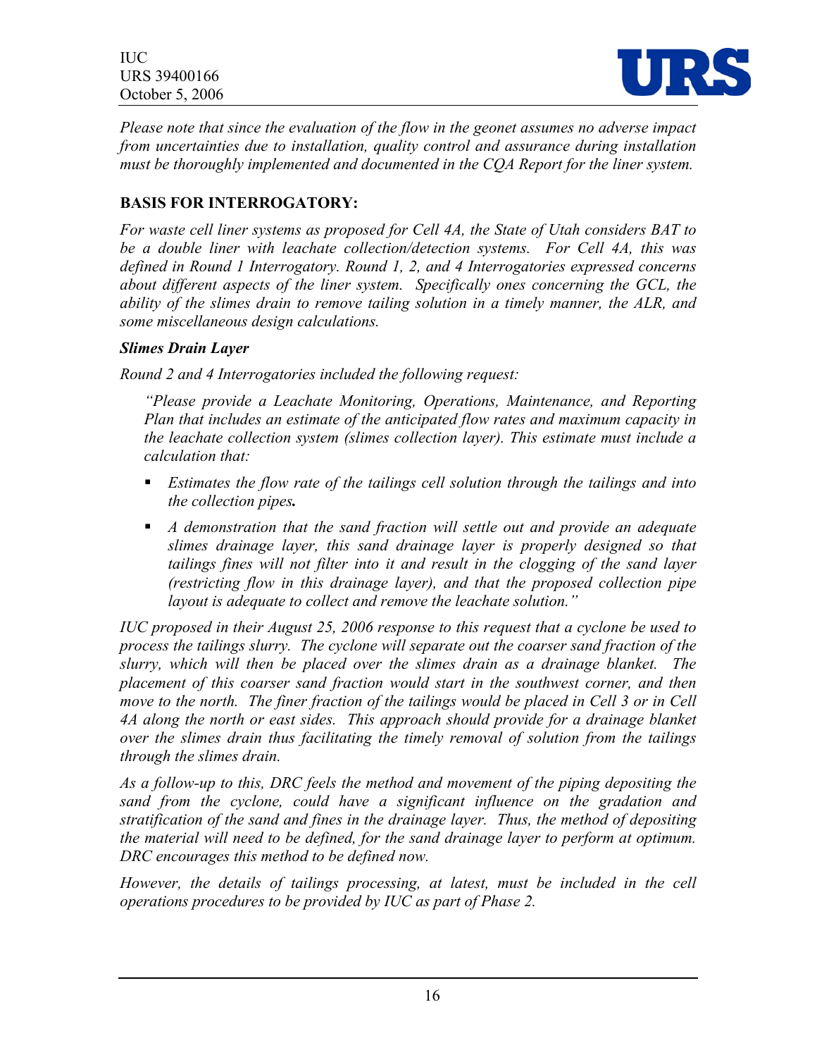*Please note that since the evaluation of the flow in the geonet assumes no adverse impact from uncertainties due to installation, quality control and assurance during installation must be thoroughly implemented and documented in the CQA Report for the liner system.*

## BASIS FOR INTERROGATORY:

*For waste cell liner systems as proposed for Cell 4A, the State of Utah considers BAT to be a double liner with leachate collection/detection systems. For Cell 4A, this was defined in Round 1 Interrogatory. Round 1, 2, and 4 Interrogatories expressed concerns about different aspects of the liner system. Specifically ones concerning the GCL, the ability of the slimes drain to remove tailing solution in a timely manner, the ALR, and some miscellaneous design calculations.*

### *Slimes Drain Layer*

*Round 2 and 4 Interrogatories included the following request:*

> *"Please provide a Leachate Monitoring, Operations, Maintenance, and Reporting Plan that includes an estimate of the anticipated flow rates and maximum capacity in the leachate collection system (slimes collection layer). This estimate must include a calculation that:*
>
> - *Estimates the flow rate of the tailings cell solution through the tailings and into the collection pipes.*
> - *A demonstration that the sand fraction will settle out and provide an adequate slimes drainage layer, this sand drainage layer is properly designed so that tailings fines will not filter into it and result in the clogging of the sand layer (restricting flow in this drainage layer), and that the proposed collection pipe layout is adequate to collect and remove the leachate solution."*

*IUC proposed in their August 25, 2006 response to this request that a cyclone be used to process the tailings slurry. The cyclone will separate out the coarser sand fraction of the slurry, which will then be placed over the slimes drain as a drainage blanket. The placement of this coarser sand fraction would start in the southwest corner, and then move to the north. The finer fraction of the tailings would be placed in Cell 3 or in Cell 4A along the north or east sides. This approach should provide for a drainage blanket over the slimes drain thus facilitating the timely removal of solution from the tailings through the slimes drain.*

*As a follow-up to this, DRC feels the method and movement of the piping depositing the sand from the cyclone, could have a significant influence on the gradation and stratification of the sand and fines in the drainage layer. Thus, the method of depositing the material will need to be defined, for the sand drainage layer to perform at optimum. DRC encourages this method to be defined now.*

*However, the details of tailings processing, at latest, must be included in the cell operations procedures to be provided by IUC as part of Phase 2.*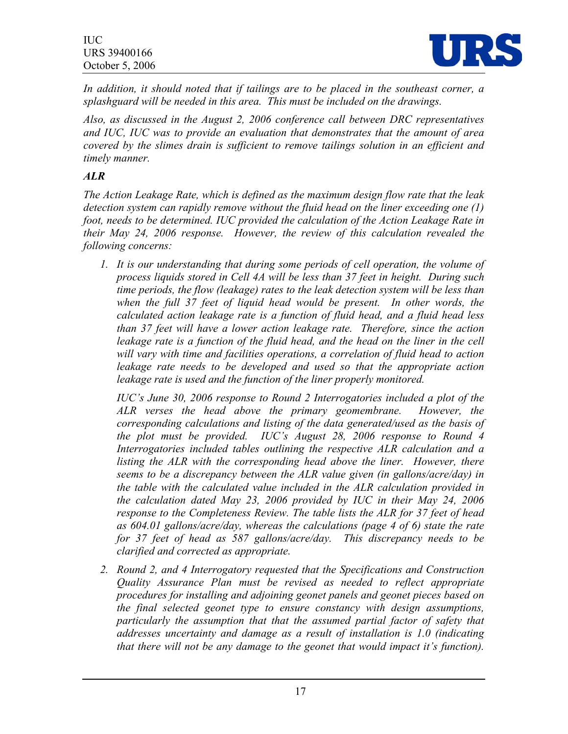*In addition, it should noted that if tailings are to be placed in the southeast corner, a splashguard will be needed in this area. This must be included on the drawings.*

*Also, as discussed in the August 2, 2006 conference call between DRC representatives and IUC, IUC was to provide an evaluation that demonstrates that the amount of area covered by the slimes drain is sufficient to remove tailings solution in an efficient and timely manner.*

***ALR***

*The Action Leakage Rate, which is defined as the maximum design flow rate that the leak detection system can rapidly remove without the fluid head on the liner exceeding one (1) foot, needs to be determined. IUC provided the calculation of the Action Leakage Rate in their May 24, 2006 response. However, the review of this calculation revealed the following concerns:*

1. *It is our understanding that during some periods of cell operation, the volume of process liquids stored in Cell 4A will be less than 37 feet in height. During such time periods, the flow (leakage) rates to the leak detection system will be less than when the full 37 feet of liquid head would be present. In other words, the calculated action leakage rate is a function of fluid head, and a fluid head less than 37 feet will have a lower action leakage rate. Therefore, since the action leakage rate is a function of the fluid head, and the head on the liner in the cell will vary with time and facilities operations, a correlation of fluid head to action leakage rate needs to be developed and used so that the appropriate action leakage rate is used and the function of the liner properly monitored.*

   *IUC's June 30, 2006 response to Round 2 Interrogatories included a plot of the ALR verses the head above the primary geomembrane. However, the corresponding calculations and listing of the data generated/used as the basis of the plot must be provided. IUC's August 28, 2006 response to Round 4 Interrogatories included tables outlining the respective ALR calculation and a listing the ALR with the corresponding head above the liner. However, there seems to be a discrepancy between the ALR value given (in gallons/acre/day) in the table with the calculated value included in the ALR calculation provided in the calculation dated May 23, 2006 provided by IUC in their May 24, 2006 response to the Completeness Review. The table lists the ALR for 37 feet of head as 604.01 gallons/acre/day, whereas the calculations (page 4 of 6) state the rate for 37 feet of head as 587 gallons/acre/day. This discrepancy needs to be clarified and corrected as appropriate.*

2. *Round 2, and 4 Interrogatory requested that the Specifications and Construction Quality Assurance Plan must be revised as needed to reflect appropriate procedures for installing and adjoining geonet panels and geonet pieces based on the final selected geonet type to ensure constancy with design assumptions, particularly the assumption that that the assumed partial factor of safety that addresses uncertainty and damage as a result of installation is 1.0 (indicating that there will not be any damage to the geonet that would impact it's function).*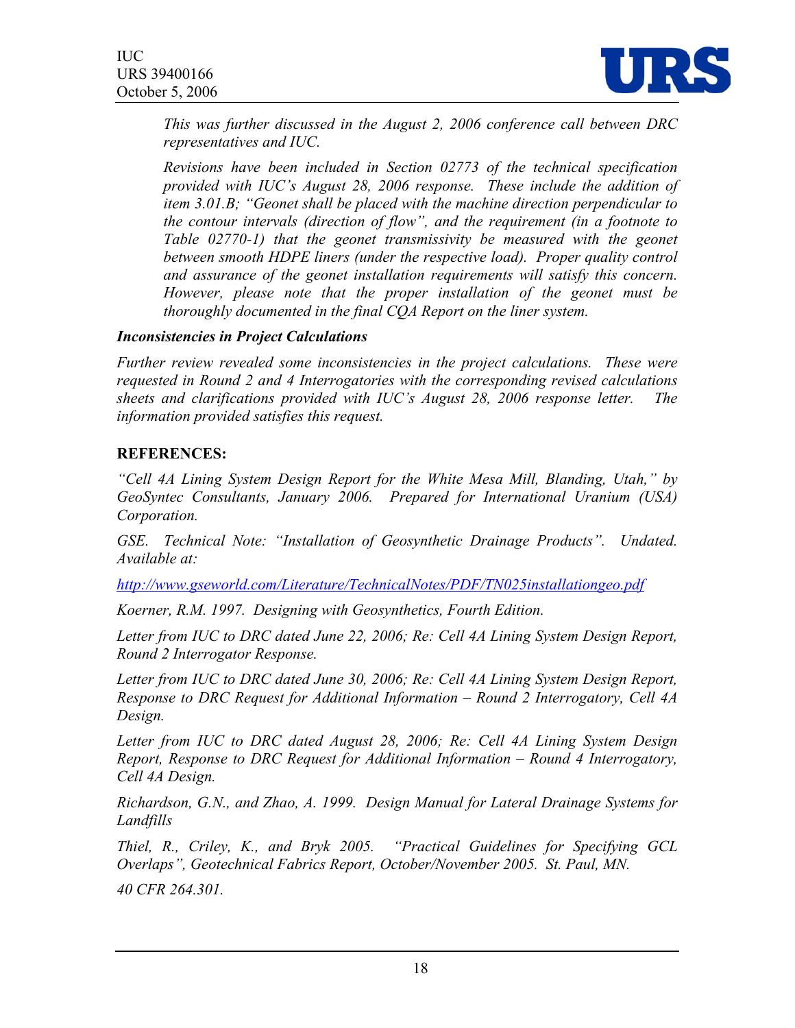*This was further discussed in the August 2, 2006 conference call between DRC representatives and IUC.*

*Revisions have been included in Section 02773 of the technical specification provided with IUC's August 28, 2006 response. These include the addition of item 3.01.B; "Geonet shall be placed with the machine direction perpendicular to the contour intervals (direction of flow", and the requirement (in a footnote to Table 02770-1) that the geonet transmissivity be measured with the geonet between smooth HDPE liners (under the respective load). Proper quality control and assurance of the geonet installation requirements will satisfy this concern. However, please note that the proper installation of the geonet must be thoroughly documented in the final CQA Report on the liner system.*

***Inconsistencies in Project Calculations***

*Further review revealed some inconsistencies in the project calculations. These were requested in Round 2 and 4 Interrogatories with the corresponding revised calculations sheets and clarifications provided with IUC's August 28, 2006 response letter. The information provided satisfies this request.*

**REFERENCES:**

*"Cell 4A Lining System Design Report for the White Mesa Mill, Blanding, Utah," by GeoSyntec Consultants, January 2006. Prepared for International Uranium (USA) Corporation.*

*GSE. Technical Note: "Installation of Geosynthetic Drainage Products". Undated. Available at:*

*http://www.gseworld.com/Literature/TechnicalNotes/PDF/TN025installationgeo.pdf*

*Koerner, R.M. 1997. Designing with Geosynthetics, Fourth Edition.*

*Letter from IUC to DRC dated June 22, 2006; Re: Cell 4A Lining System Design Report, Round 2 Interrogator Response.*

*Letter from IUC to DRC dated June 30, 2006; Re: Cell 4A Lining System Design Report, Response to DRC Request for Additional Information – Round 2 Interrogatory, Cell 4A Design.*

*Letter from IUC to DRC dated August 28, 2006; Re: Cell 4A Lining System Design Report, Response to DRC Request for Additional Information – Round 4 Interrogatory, Cell 4A Design.*

*Richardson, G.N., and Zhao, A. 1999. Design Manual for Lateral Drainage Systems for Landfills*

*Thiel, R., Criley, K., and Bryk 2005. "Practical Guidelines for Specifying GCL Overlaps", Geotechnical Fabrics Report, October/November 2005. St. Paul, MN.*

*40 CFR 264.301.*